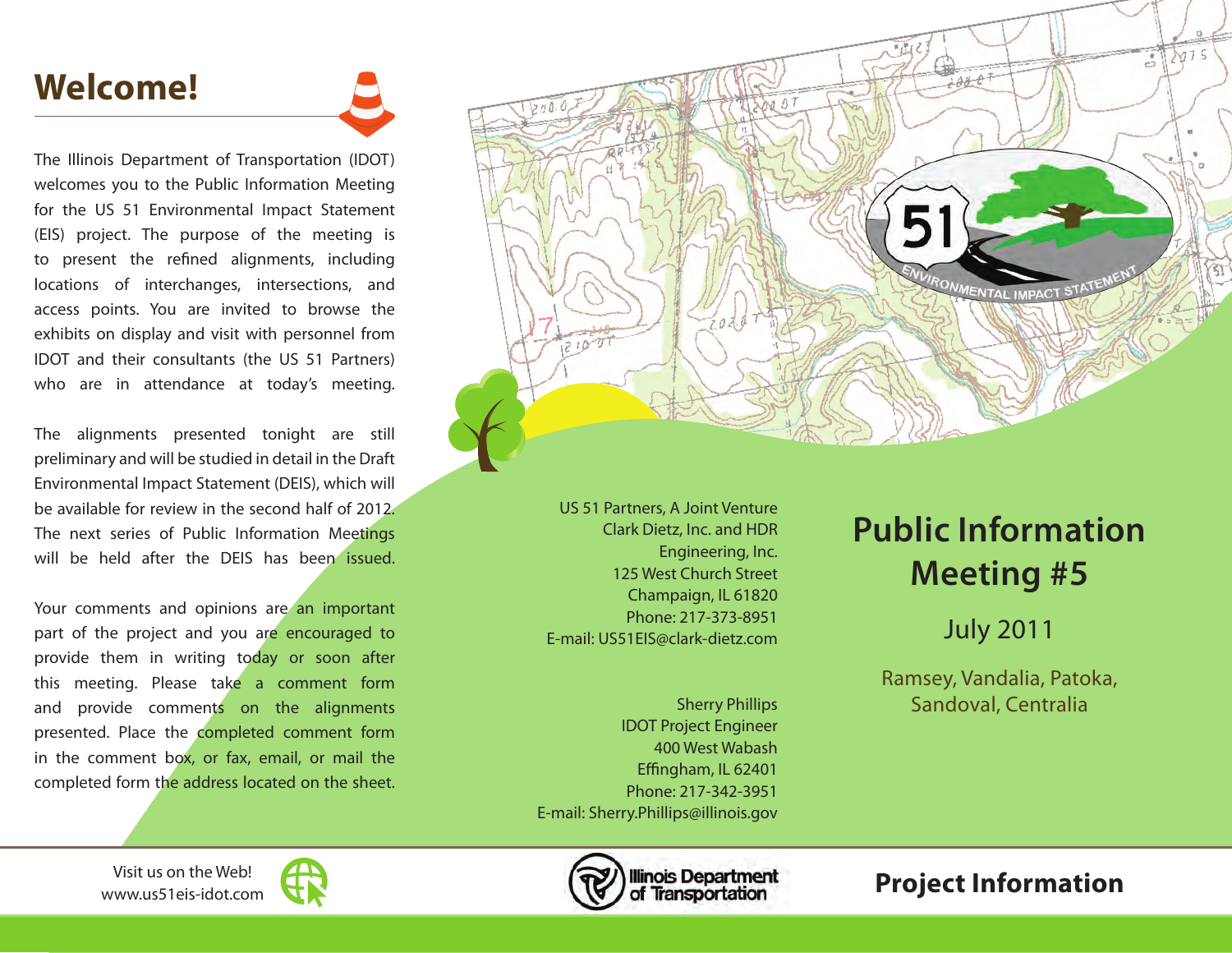# Welcome!

The Illinois Department of Transportation (IDOT) welcomes you to the Public Information Meeting for the US 51 Environmental Impact Statement (EIS) project. The purpose of the meeting is to present the refined alignments, including locations of interchanges, intersections, and access points. You are invited to browse the exhibits on display and visit with personnel from IDOT and their consultants (the US 51 Partners) who are in attendance at today's meeting.

The alignments presented tonight are still preliminary and will be studied in detail in the Draft Environmental Impact Statement (DEIS), which will be available for review in the second half of 2012. The next series of Public Information Meetings will be held after the DEIS has been issued.

Your comments and opinions are an important part of the project and you are encouraged to provide them in writing today or soon after this meeting. Please take a comment form and provide comments on the alignments presented. Place the completed comment form in the comment box, or fax, email, or mail the completed form the address located on the sheet.

Visit us on the Web!
www.us51eis-idot.com

US 51 Partners, A Joint Venture
Clark Dietz, Inc. and HDR Engineering, Inc.
125 West Church Street
Champaign, IL 61820
Phone: 217-373-8951
E-mail: US51EIS@clark-dietz.com

Sherry Phillips
IDOT Project Engineer
400 West Wabash
Effingham, IL 62401
Phone: 217-342-3951
E-mail: Sherry.Phillips@illinois.gov

Illinois Department of Transportation

# Public Information Meeting #5

## July 2011

Ramsey, Vandalia, Patoka, Sandoval, Centralia

## Project Information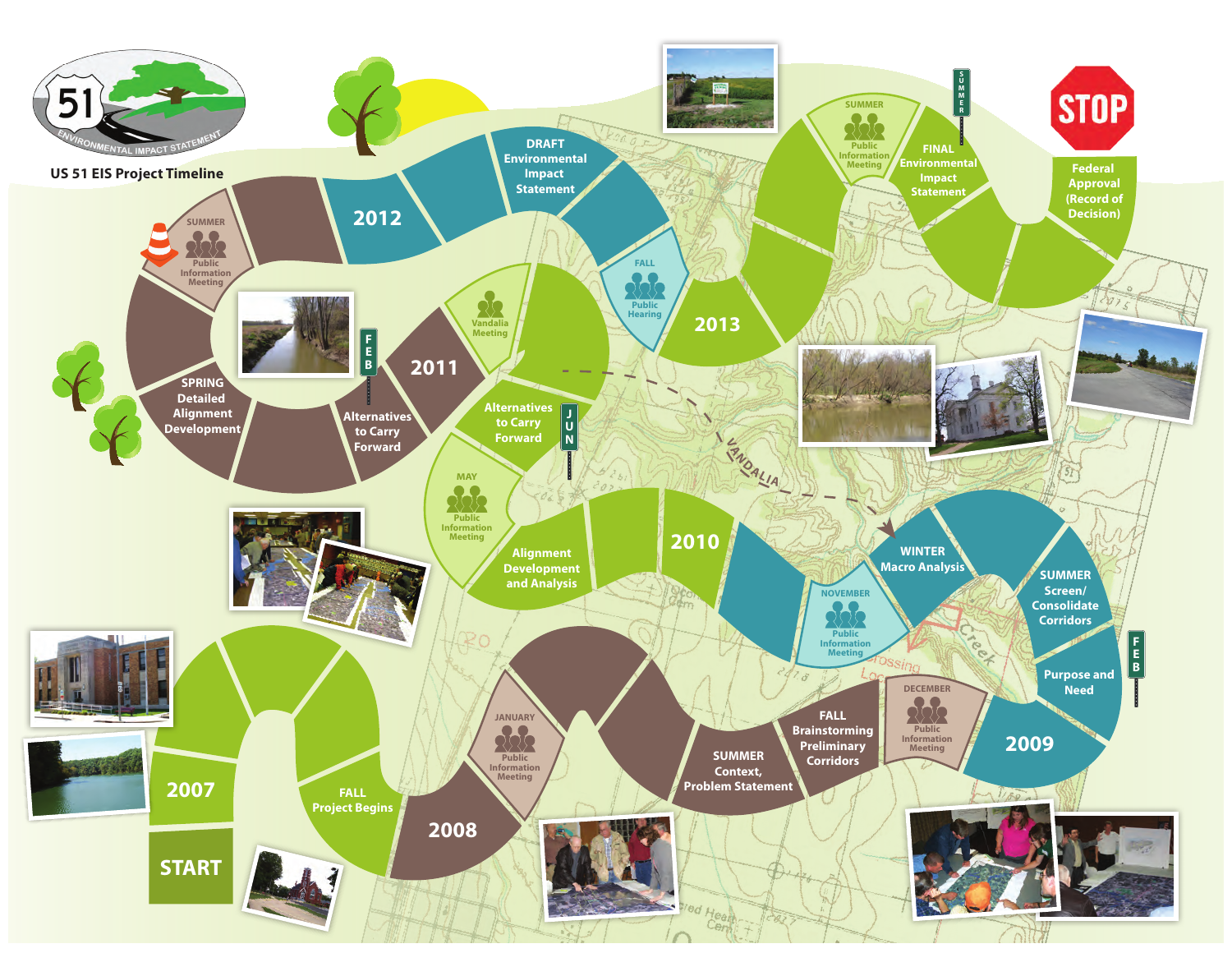# US 51 EIS Project Timeline

US 51 ENVIRONMENTAL IMPACT STATEMENT

START

2007

FALL
Project Begins

2008

JANUARY
Public Information Meeting

SUMMER
Context, Problem Statement

FALL
Brainstorming Preliminary Corridors

DECEMBER
Public Information Meeting

2009

FEB
Purpose and Need

SUMMER
Screen/ Consolidate Corridors

WINTER
Macro Analysis

NOVEMBER
Public Information Meeting

2010

Alignment Development and Analysis

MAY
Public Information Meeting

JUN
Alternatives to Carry Forward

Vandalia Meeting

2011

FEB
Alternatives to Carry Forward

SPRING
Detailed Alignment Development

SUMMER
Public Information Meeting

2012

DRAFT Environmental Impact Statement

FALL
Public Hearing

2013

SUMMER
Public Information Meeting

SUMMER
FINAL Environmental Impact Statement

STOP

Federal Approval (Record of Decision)

VANDALIA